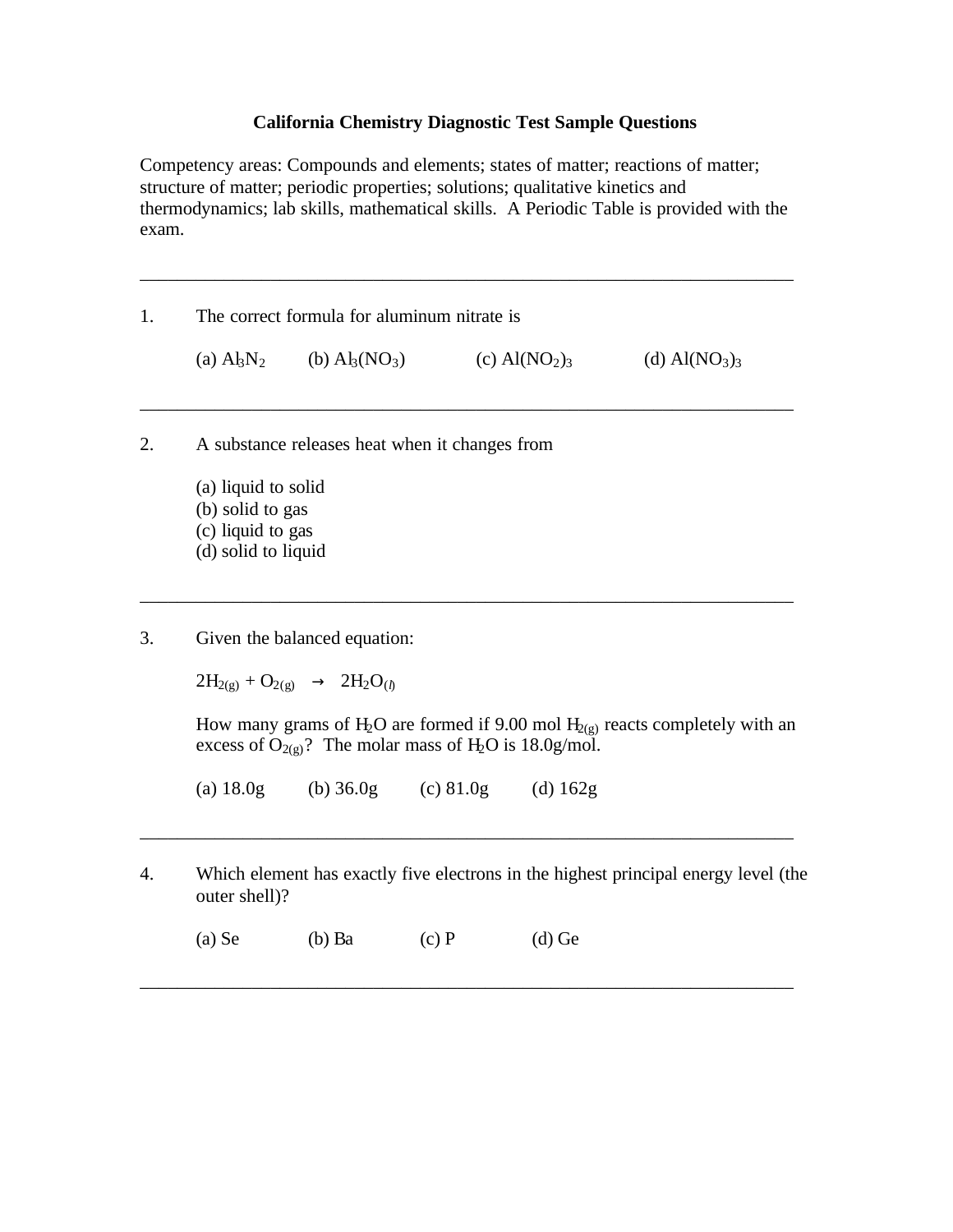# California Chemistry Diagnostic Test Sample Questions

Competency areas: Compounds and elements; states of matter; reactions of matter; structure of matter; periodic properties; solutions; qualitative kinetics and thermodynamics; lab skills, mathematical skills. A Periodic Table is provided with the exam.

---

1. The correct formula for aluminum nitrate is

   (a) $Al_3N_2$ (b) $Al_3(NO_3)$ (c) $Al(NO_2)_3$ (d) $Al(NO_3)_3$

---

2. A substance releases heat when it changes from

   (a) liquid to solid
   (b) solid to gas
   (c) liquid to gas
   (d) solid to liquid

---

3. Given the balanced equation:

   $2H_{2(g)} + O_{2(g)} \rightarrow 2H_2O_{(l)}$

   How many grams of $H_2O$ are formed if 9.00 mol $H_{2(g)}$ reacts completely with an excess of $O_{2(g)}$? The molar mass of $H_2O$ is 18.0g/mol.

   (a) 18.0g (b) 36.0g (c) 81.0g (d) 162g

---

4. Which element has exactly five electrons in the highest principal energy level (the outer shell)?

   (a) Se (b) Ba (c) P (d) Ge

---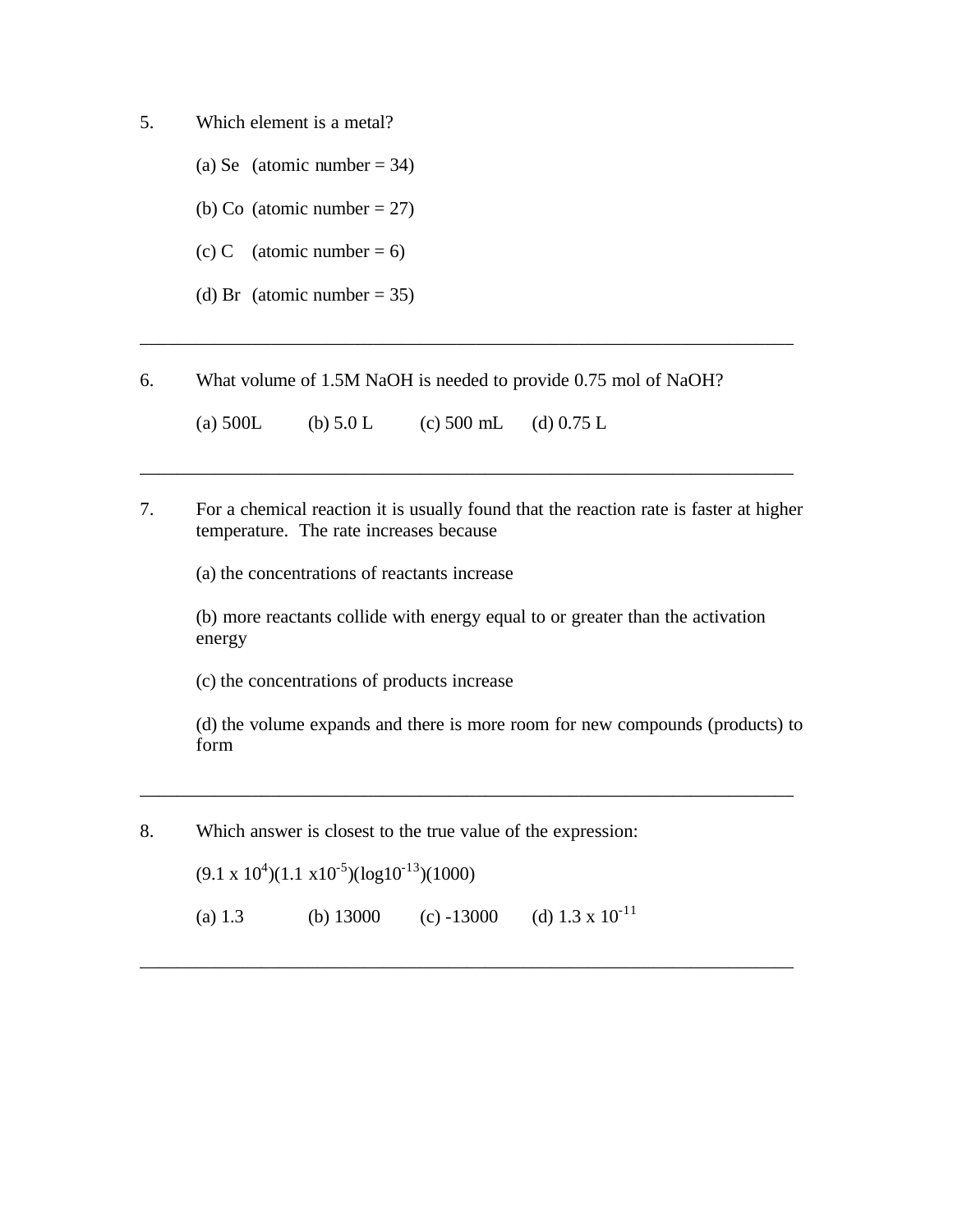5. Which element is a metal?

   (a) Se (atomic number = 34)

   (b) Co (atomic number = 27)

   (c) C (atomic number = 6)

   (d) Br (atomic number = 35)

---

6. What volume of 1.5M NaOH is needed to provide 0.75 mol of NaOH?

   (a) 500L (b) 5.0 L (c) 500 mL (d) 0.75 L

---

7. For a chemical reaction it is usually found that the reaction rate is faster at higher temperature. The rate increases because

   (a) the concentrations of reactants increase

   (b) more reactants collide with energy equal to or greater than the activation energy

   (c) the concentrations of products increase

   (d) the volume expands and there is more room for new compounds (products) to form

---

8. Which answer is closest to the true value of the expression:

   $(9.1 \times 10^{4})(1.1 \times 10^{-5})(\log 10^{-13})(1000)$

   (a) 1.3 (b) 13000 (c) -13000 (d) $1.3 \times 10^{-11}$

---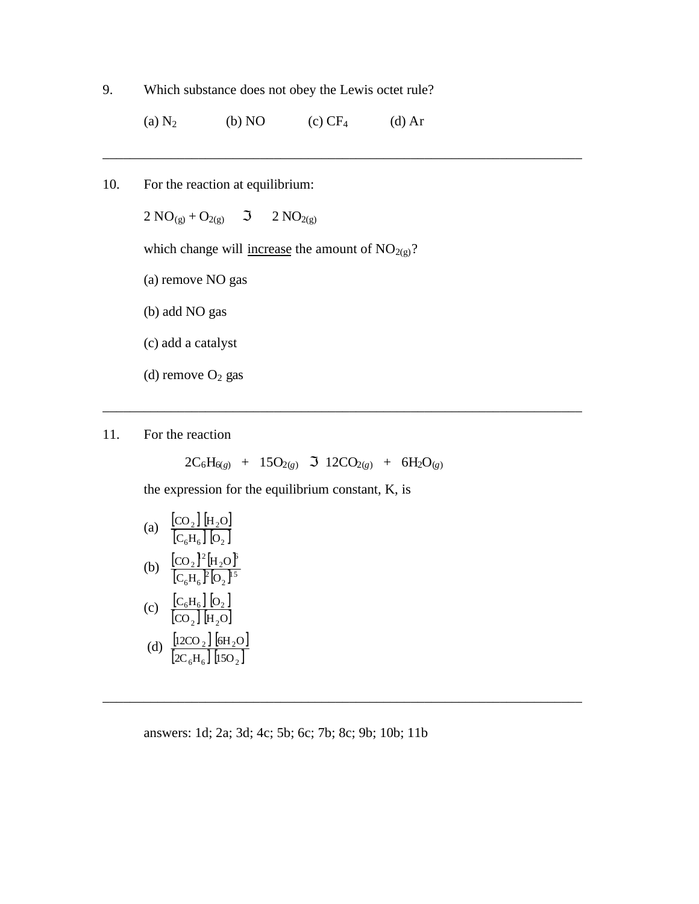9. Which substance does not obey the Lewis octet rule?

   (a) $N_2$ (b) NO (c) $CF_4$ (d) Ar

---

10. For the reaction at equilibrium:

    $2\ NO_{(g)} + O_{2(g)} \rightleftharpoons 2\ NO_{2(g)}$

    which change will <u>increase</u> the amount of $NO_{2(g)}$?

    (a) remove NO gas

    (b) add NO gas

    (c) add a catalyst

    (d) remove $O_2$ gas

---

11. For the reaction

    $2C_6H_{6(g)} + 15O_{2(g)} \rightleftharpoons 12CO_{2(g)} + 6H_2O_{(g)}$

    the expression for the equilibrium constant, K, is

    (a) $\frac{[CO_2][H_2O]}{[C_6H_6][O_2]}$

    (b) $\frac{[CO_2]^{2}[H_2O]^{6}}{[C_6H_6]^{2}[O_2]^{15}}$

    (c) $\frac{[C_6H_6][O_2]}{[CO_2][H_2O]}$

    (d) $\frac{[12CO_2][6H_2O]}{[2C_6H_6][15O_2]}$

---

answers: 1d; 2a; 3d; 4c; 5b; 6c; 7b; 8c; 9b; 10b; 11b